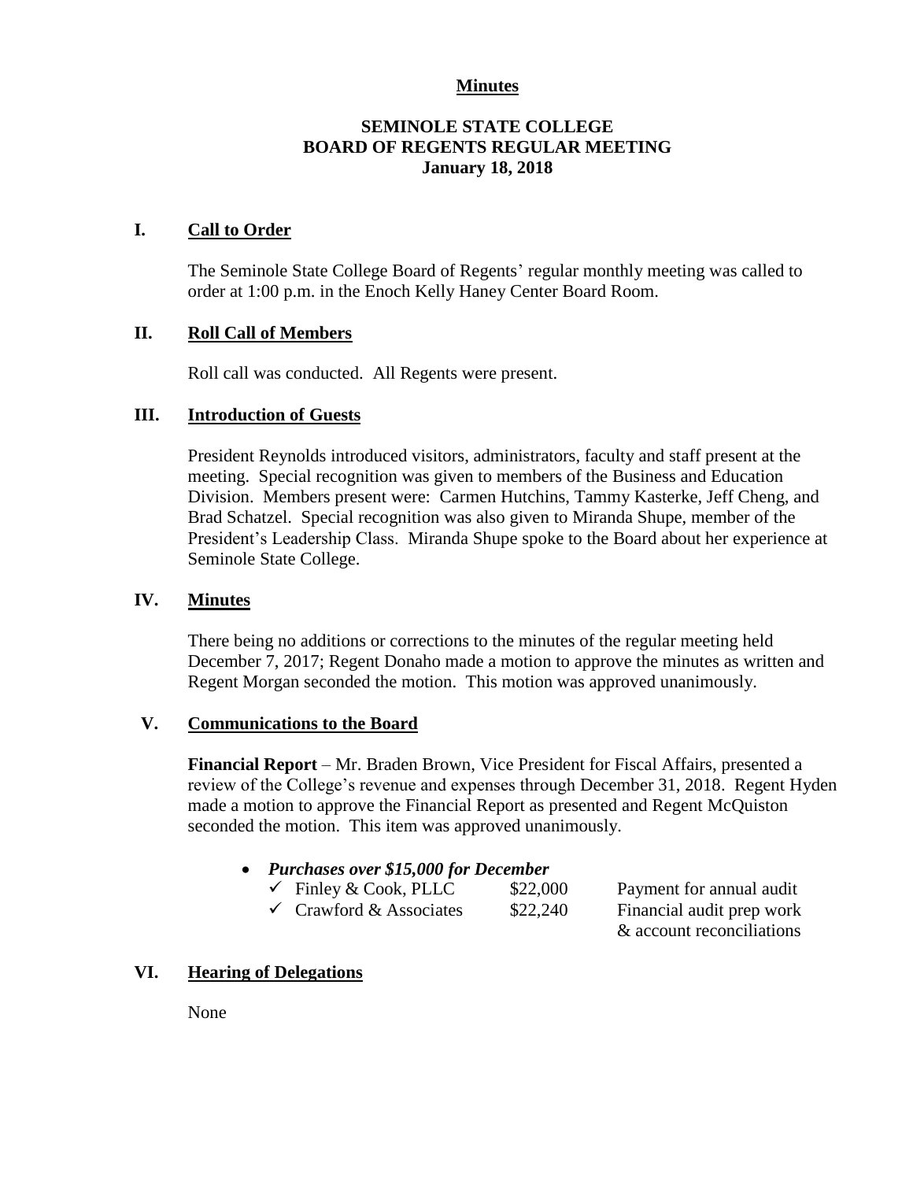**Minutes**

**SEMINOLE STATE COLLEGE**
**BOARD OF REGENTS REGULAR MEETING**
**January 18, 2018**

## I. Call to Order

The Seminole State College Board of Regents' regular monthly meeting was called to order at 1:00 p.m. in the Enoch Kelly Haney Center Board Room.

## II. Roll Call of Members

Roll call was conducted. All Regents were present.

## III. Introduction of Guests

President Reynolds introduced visitors, administrators, faculty and staff present at the meeting. Special recognition was given to members of the Business and Education Division. Members present were: Carmen Hutchins, Tammy Kasterke, Jeff Cheng, and Brad Schatzel. Special recognition was also given to Miranda Shupe, member of the President's Leadership Class. Miranda Shupe spoke to the Board about her experience at Seminole State College.

## IV. Minutes

There being no additions or corrections to the minutes of the regular meeting held December 7, 2017; Regent Donaho made a motion to approve the minutes as written and Regent Morgan seconded the motion. This motion was approved unanimously.

## V. Communications to the Board

**Financial Report** – Mr. Braden Brown, Vice President for Fiscal Affairs, presented a review of the College's revenue and expenses through December 31, 2018. Regent Hyden made a motion to approve the Financial Report as presented and Regent McQuiston seconded the motion. This item was approved unanimously.

- ***Purchases over $15,000 for December***
  - ✓ Finley & Cook, PLLC — $22,000 — Payment for annual audit
  - ✓ Crawford & Associates — $22,240 — Financial audit prep work & account reconciliations

## VI. Hearing of Delegations

None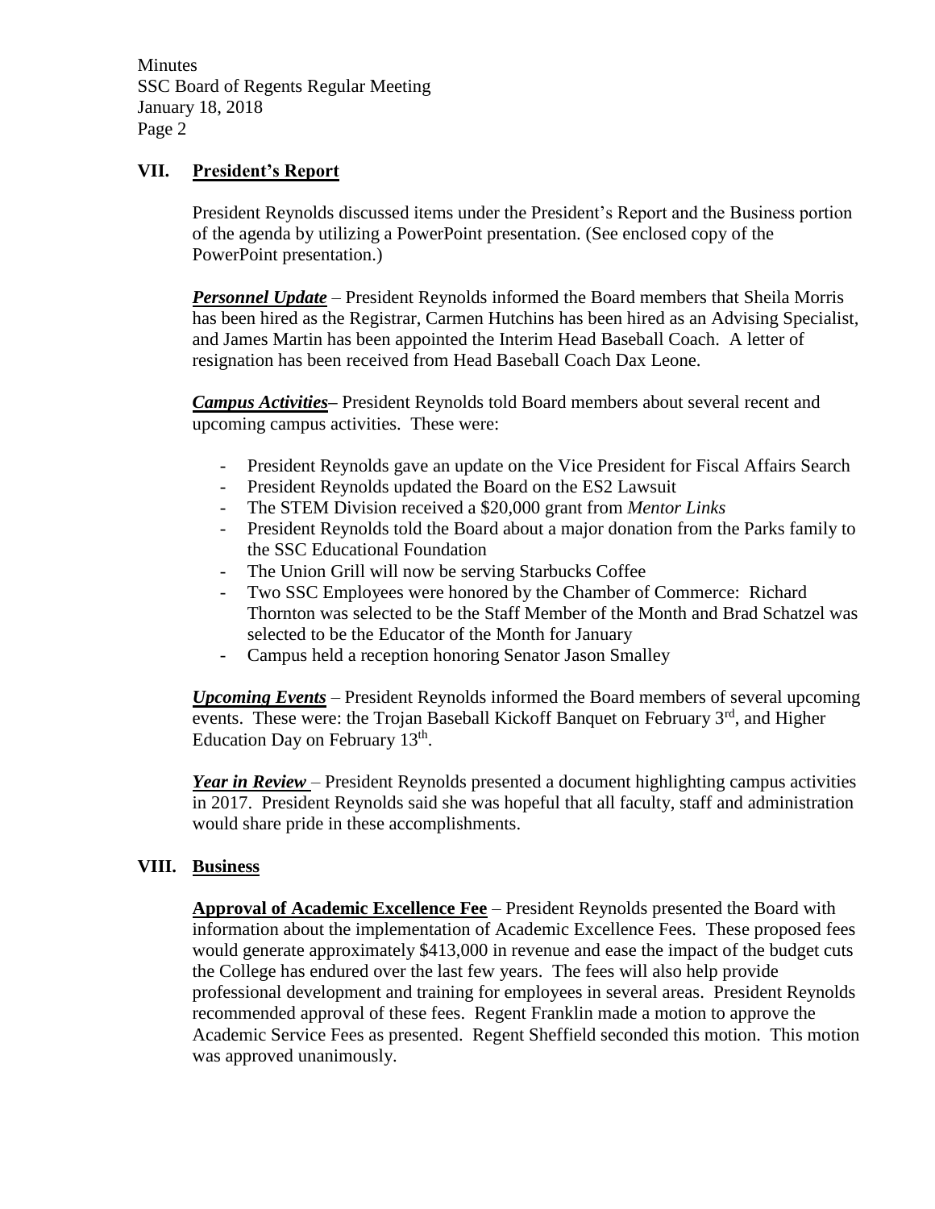## VII. **President's Report**

President Reynolds discussed items under the President's Report and the Business portion of the agenda by utilizing a PowerPoint presentation. (See enclosed copy of the PowerPoint presentation.)

***Personnel Update*** – President Reynolds informed the Board members that Sheila Morris has been hired as the Registrar, Carmen Hutchins has been hired as an Advising Specialist, and James Martin has been appointed the Interim Head Baseball Coach. A letter of resignation has been received from Head Baseball Coach Dax Leone.

***Campus Activities***– President Reynolds told Board members about several recent and upcoming campus activities. These were:

- President Reynolds gave an update on the Vice President for Fiscal Affairs Search
- President Reynolds updated the Board on the ES2 Lawsuit
- The STEM Division received a $20,000 grant from *Mentor Links*
- President Reynolds told the Board about a major donation from the Parks family to the SSC Educational Foundation
- The Union Grill will now be serving Starbucks Coffee
- Two SSC Employees were honored by the Chamber of Commerce: Richard Thornton was selected to be the Staff Member of the Month and Brad Schatzel was selected to be the Educator of the Month for January
- Campus held a reception honoring Senator Jason Smalley

***Upcoming Events*** – President Reynolds informed the Board members of several upcoming events. These were: the Trojan Baseball Kickoff Banquet on February 3rd, and Higher Education Day on February 13th.

***Year in Review*** – President Reynolds presented a document highlighting campus activities in 2017. President Reynolds said she was hopeful that all faculty, staff and administration would share pride in these accomplishments.

## VIII. **Business**

**Approval of Academic Excellence Fee** – President Reynolds presented the Board with information about the implementation of Academic Excellence Fees. These proposed fees would generate approximately $413,000 in revenue and ease the impact of the budget cuts the College has endured over the last few years. The fees will also help provide professional development and training for employees in several areas. President Reynolds recommended approval of these fees. Regent Franklin made a motion to approve the Academic Service Fees as presented. Regent Sheffield seconded this motion. This motion was approved unanimously.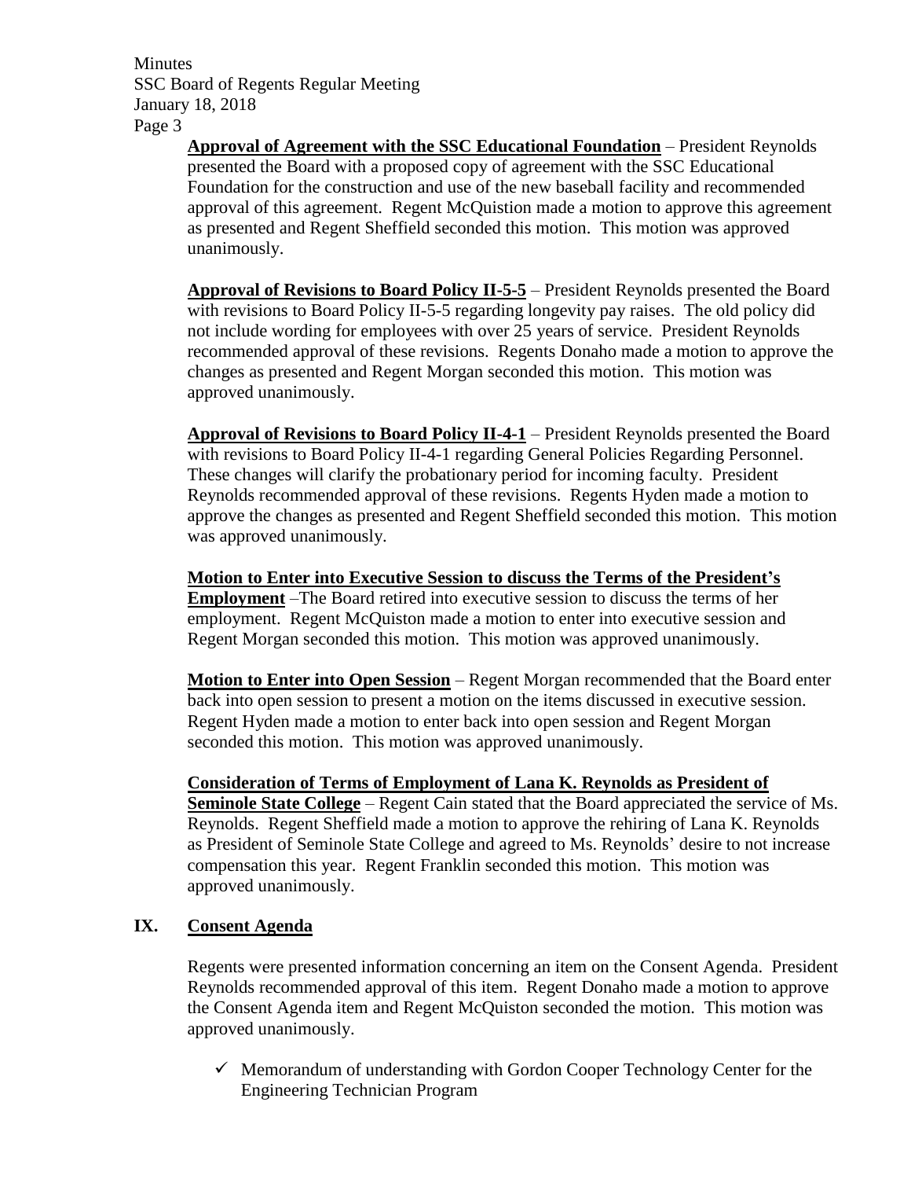**Approval of Agreement with the SSC Educational Foundation** – President Reynolds presented the Board with a proposed copy of agreement with the SSC Educational Foundation for the construction and use of the new baseball facility and recommended approval of this agreement. Regent McQuistion made a motion to approve this agreement as presented and Regent Sheffield seconded this motion. This motion was approved unanimously.

**Approval of Revisions to Board Policy II-5-5** – President Reynolds presented the Board with revisions to Board Policy II-5-5 regarding longevity pay raises. The old policy did not include wording for employees with over 25 years of service. President Reynolds recommended approval of these revisions. Regents Donaho made a motion to approve the changes as presented and Regent Morgan seconded this motion. This motion was approved unanimously.

**Approval of Revisions to Board Policy II-4-1** – President Reynolds presented the Board with revisions to Board Policy II-4-1 regarding General Policies Regarding Personnel. These changes will clarify the probationary period for incoming faculty. President Reynolds recommended approval of these revisions. Regents Hyden made a motion to approve the changes as presented and Regent Sheffield seconded this motion. This motion was approved unanimously.

**Motion to Enter into Executive Session to discuss the Terms of the President's Employment** –The Board retired into executive session to discuss the terms of her employment. Regent McQuiston made a motion to enter into executive session and Regent Morgan seconded this motion. This motion was approved unanimously.

**Motion to Enter into Open Session** – Regent Morgan recommended that the Board enter back into open session to present a motion on the items discussed in executive session. Regent Hyden made a motion to enter back into open session and Regent Morgan seconded this motion. This motion was approved unanimously.

**Consideration of Terms of Employment of Lana K. Reynolds as President of Seminole State College** – Regent Cain stated that the Board appreciated the service of Ms. Reynolds. Regent Sheffield made a motion to approve the rehiring of Lana K. Reynolds as President of Seminole State College and agreed to Ms. Reynolds' desire to not increase compensation this year. Regent Franklin seconded this motion. This motion was approved unanimously.

## IX. Consent Agenda

Regents were presented information concerning an item on the Consent Agenda. President Reynolds recommended approval of this item. Regent Donaho made a motion to approve the Consent Agenda item and Regent McQuiston seconded the motion. This motion was approved unanimously.

- ✓ Memorandum of understanding with Gordon Cooper Technology Center for the Engineering Technician Program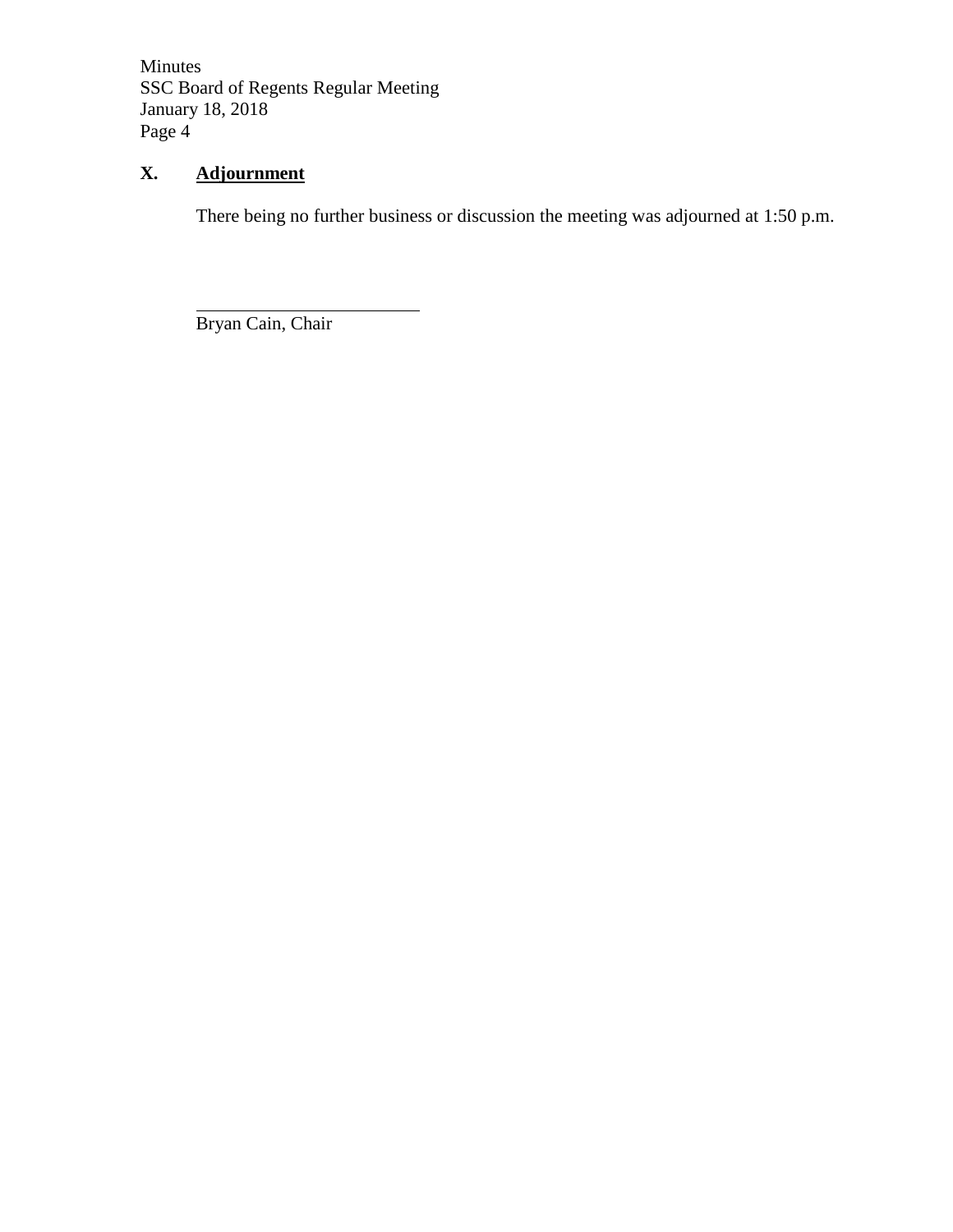## X. Adjournment

There being no further business or discussion the meeting was adjourned at 1:50 p.m.

\_\_\_\_\_\_\_\_\_\_\_\_\_\_\_\_\_\_\_\_\_\_\_\_\_\_

Bryan Cain, Chair